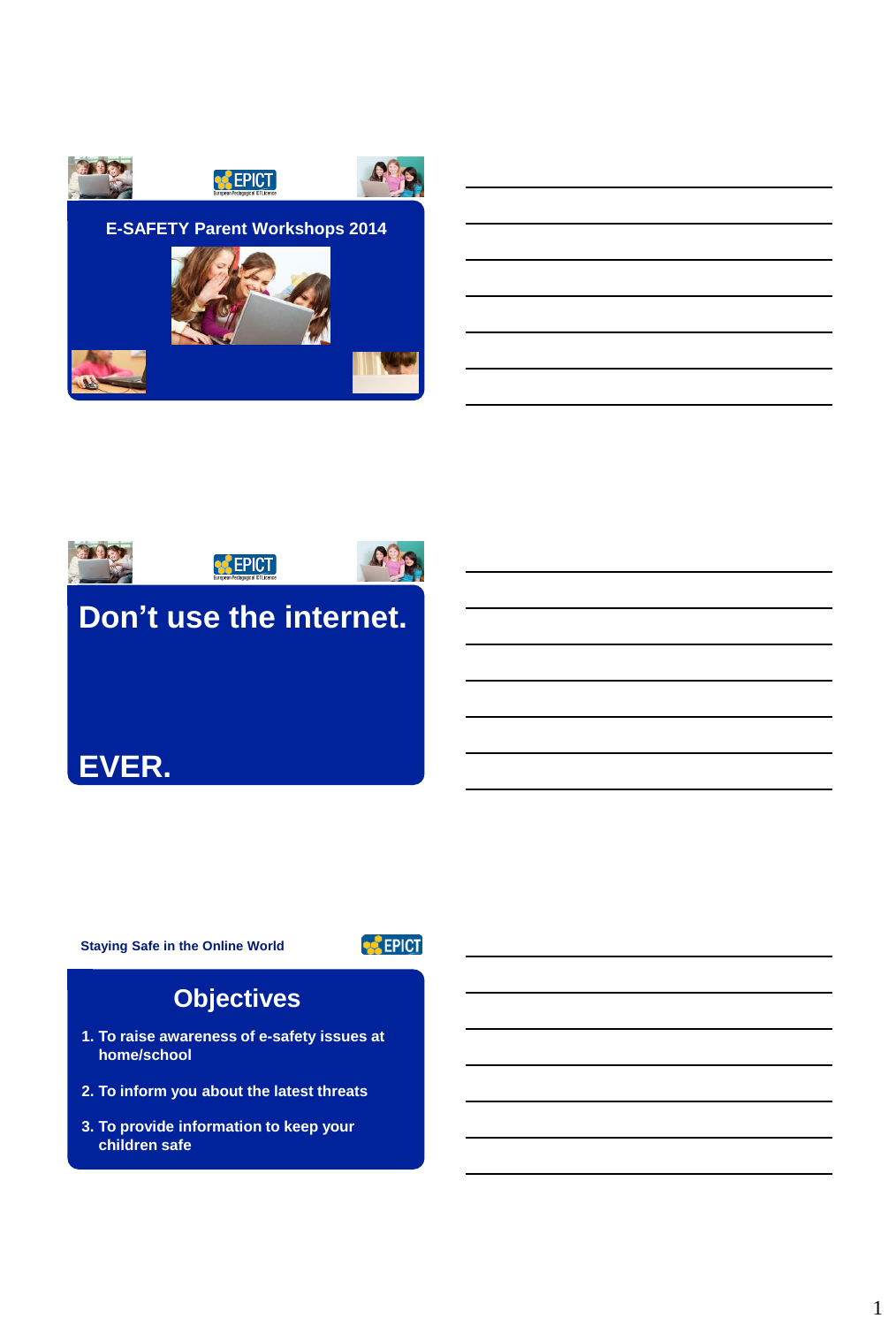EPICT

## E-SAFETY Parent Workshops 2014

EPICT

# Don't use the internet.

# EVER.

Staying Safe in the Online World

EPICT

## Objectives

1. To raise awareness of e-safety issues at home/school
2. To inform you about the latest threats
3. To provide information to keep your children safe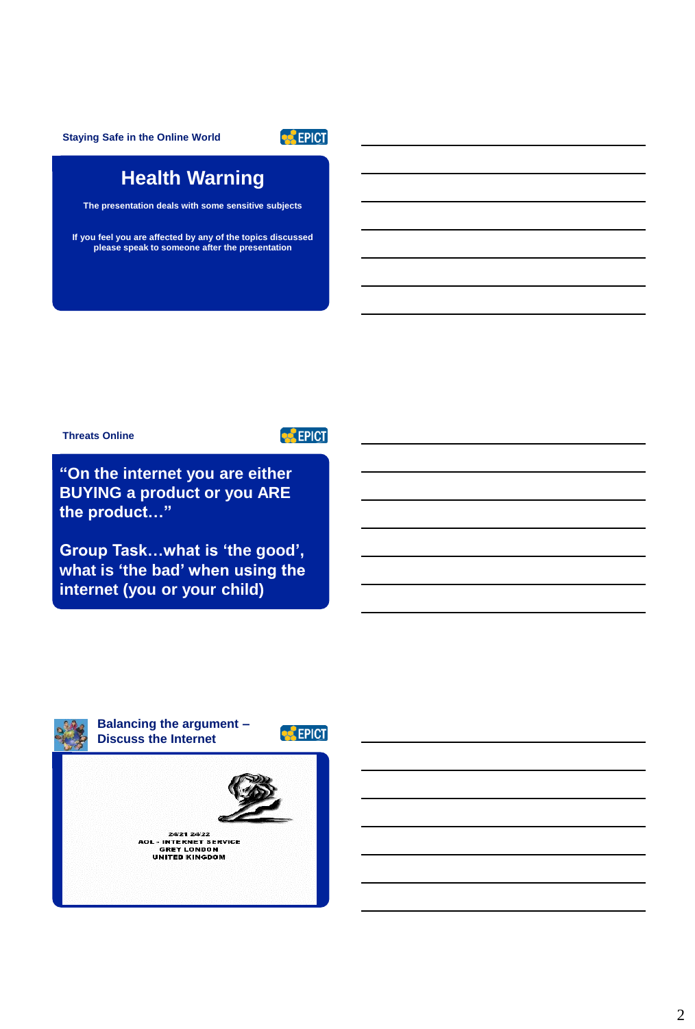## Staying Safe in the Online World

EPICT

# Health Warning

The presentation deals with some sensitive subjects

If you feel you are affected by any of the topics discussed please speak to someone after the presentation

## Threats Online

EPICT

**"On the internet you are either BUYING a product or you ARE the product…"**

**Group Task…what is 'the good', what is 'the bad' when using the internet (you or your child)**

## Balancing the argument – Discuss the Internet

EPICT

24/21 24/22
AOL - INTERNET SERVICE
GREY LONDON
UNITED KINGDOM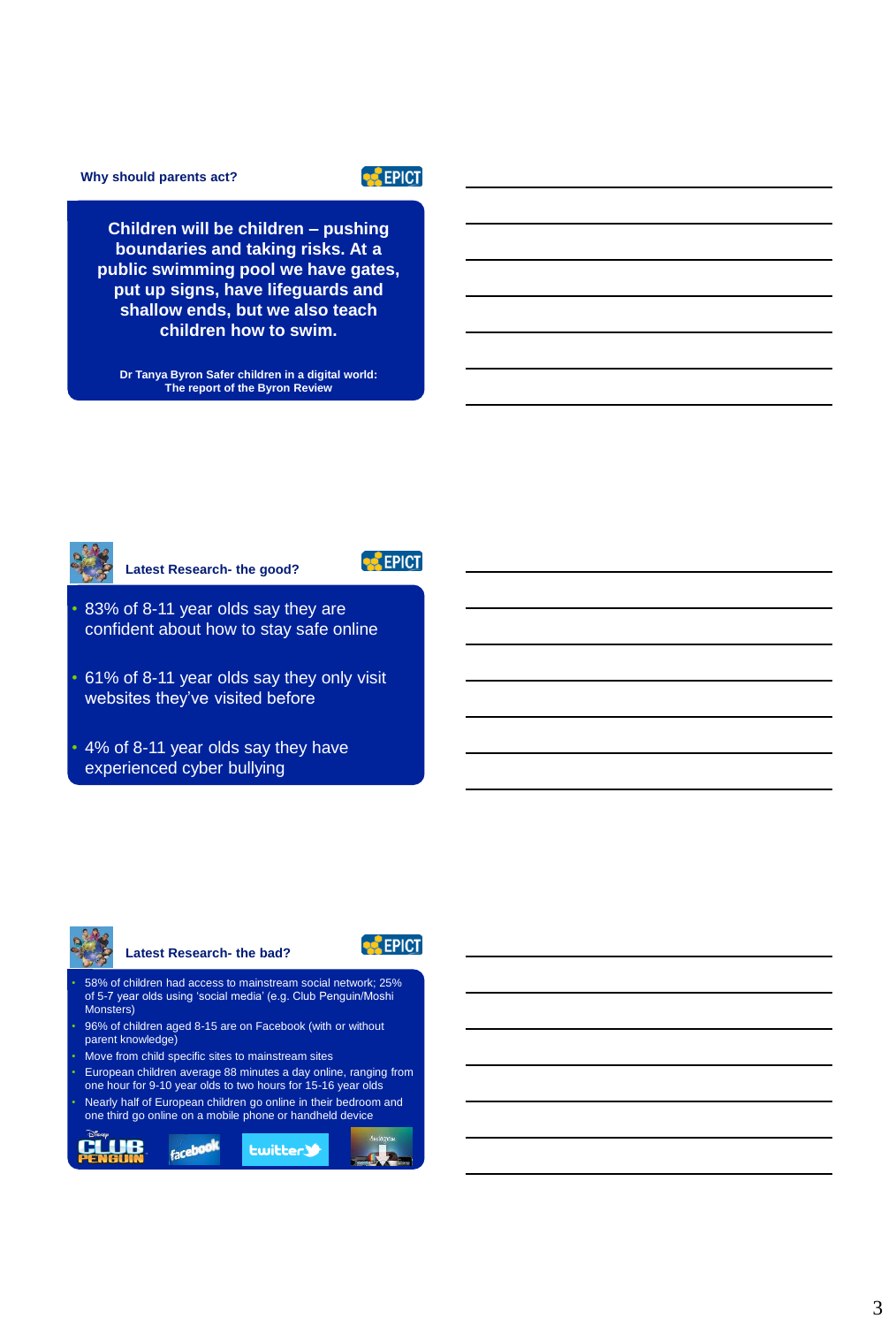## Why should parents act?

EPICT

**Children will be children – pushing boundaries and taking risks. At a public swimming pool we have gates, put up signs, have lifeguards and shallow ends, but we also teach children how to swim.**

**Dr Tanya Byron Safer children in a digital world: The report of the Byron Review**

## Latest Research- the good?

EPICT

- 83% of 8-11 year olds say they are confident about how to stay safe online
- 61% of 8-11 year olds say they only visit websites they've visited before
- 4% of 8-11 year olds say they have experienced cyber bullying

## Latest Research- the bad?

EPICT

- 58% of children had access to mainstream social network; 25% of 5-7 year olds using 'social media' (e.g. Club Penguin/Moshi Monsters)
- 96% of children aged 8-15 are on Facebook (with or without parent knowledge)
- Move from child specific sites to mainstream sites
- European children average 88 minutes a day online, ranging from one hour for 9-10 year olds to two hours for 15-16 year olds
- Nearly half of European children go online in their bedroom and one third go online on a mobile phone or handheld device

Club Penguin facebook twitter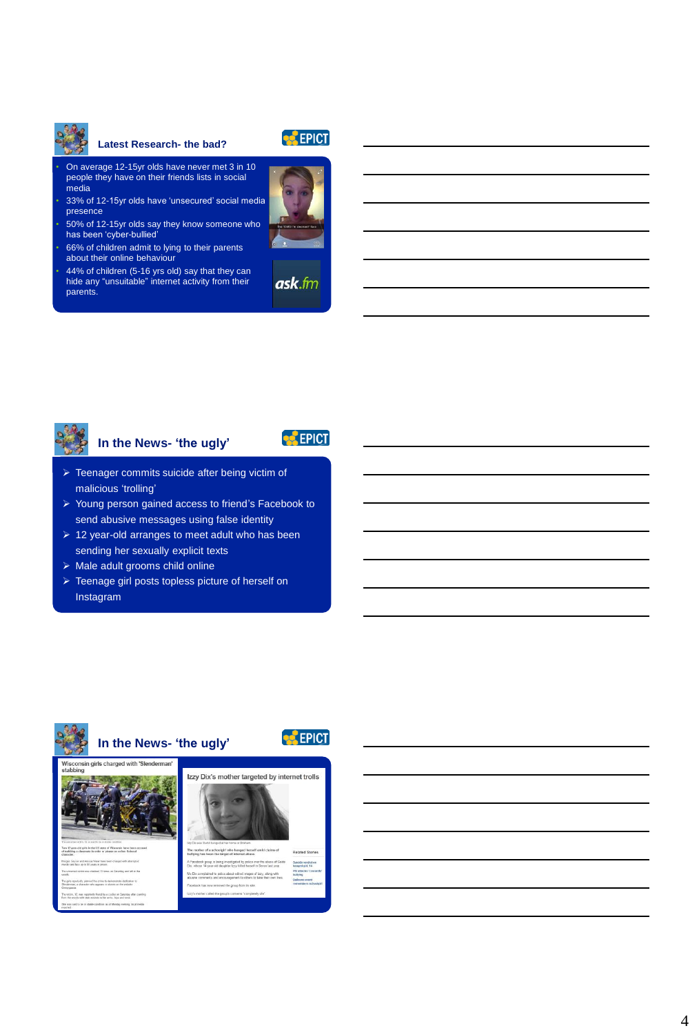## Latest Research- the bad?

- On average 12-15yr olds have never met 3 in 10 people they have on their friends lists in social media
- 33% of 12-15yr olds have 'unsecured' social media presence
- 50% of 12-15yr olds say they know someone who has been 'cyber-bullied'
- 66% of children admit to lying to their parents about their online behaviour
- 44% of children (5-16 yrs old) say that they can hide any "unsuitable" internet activity from their parents.

ask.fm

## In the News- 'the ugly'

- Teenager commits suicide after being victim of malicious 'trolling'
- Young person gained access to friend's Facebook to send abusive messages using false identity
- 12 year-old arranges to meet adult who has been sending her sexually explicit texts
- Male adult grooms child online
- Teenage girl posts topless picture of herself on Instagram

## In the News- 'the ugly'

Wisconsin girls charged with 'Slenderman' stabbing

Izzy Dix's mother targeted by internet trolls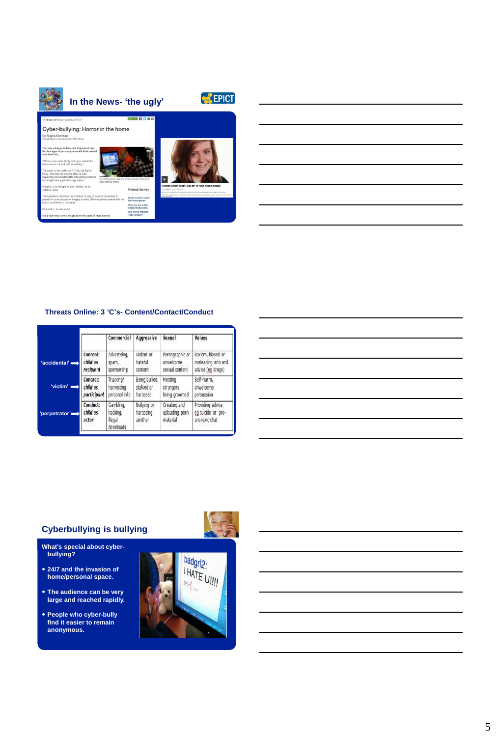## In the News- 'the ugly'

17 August 2013 Last updated at 10:57

Cyber-bullying: Horror in the home

By Angela Harrison

Hannah Smith death: Ask.fm 'to help police inquiry'

## Threats Online: 3 'C's- Content/Contact/Conduct

| | | Commercial | Aggressive | Sexual | Values |
|---|---|---|---|---|---|
| 'accidental' | Content: *child as recipient* | Advertising, spam, sponsorship | Violent or hateful content | Pornographic or unwelcome sexual content | Racism, biased or misleading info and advice (eg drugs) |
| 'victim' | Contact: *child as participant* | Tracking/ harvesting personal info | Being bullied, stalked or harassed | Meeting strangers, being groomed | Self-harm, unwelcome persuasion |
| 'perpetrator' | Conduct: *child as actor* | Gambling, hacking, illegal downloads | Bullying or harassing another | Creating and uploading porn material | Providing advice eg suicide or pro-anorexic chat |

## Cyberbullying is bullying

What's special about cyber-bullying?

- 24/7 and the invasion of home/personal space.
- The audience can be very large and reached rapidly.
- People who cyber-bully find it easier to remain anonymous.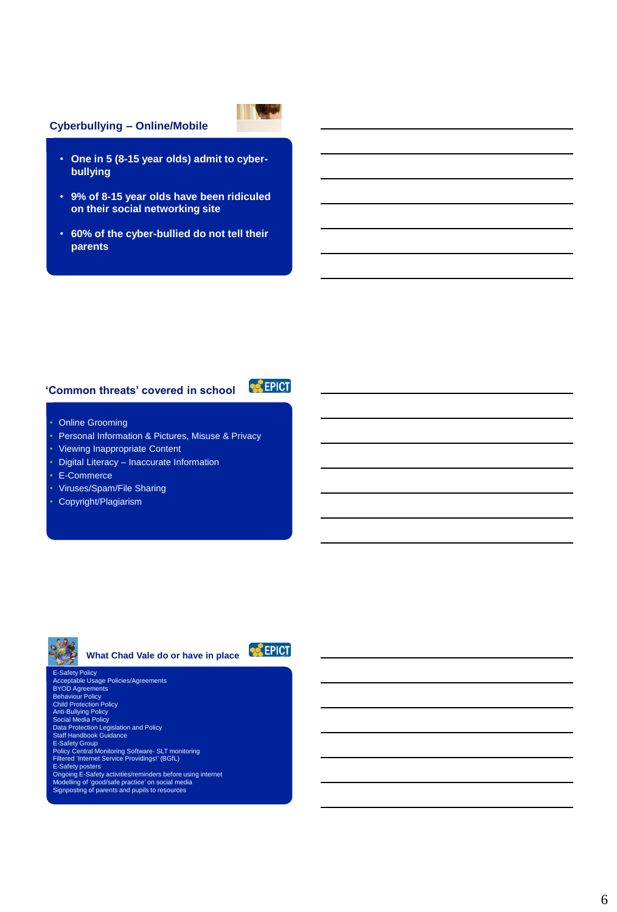## Cyberbullying – Online/Mobile

- **One in 5 (8-15 year olds) admit to cyber-bullying**
- **9% of 8-15 year olds have been ridiculed on their social networking site**
- **60% of the cyber-bullied do not tell their parents**

## 'Common threats' covered in school

EPICT

- Online Grooming
- Personal Information & Pictures, Misuse & Privacy
- Viewing Inappropriate Content
- Digital Literacy – Inaccurate Information
- E-Commerce
- Viruses/Spam/File Sharing
- Copyright/Plagiarism

## What Chad Vale do or have in place

EPICT

E-Safety Policy
Acceptable Usage Policies/Agreements
BYOD Agreements
Behaviour Policy
Child Protection Policy
Anti-Bullying Policy
Social Media Policy
Data Protection Legislation and Policy
Staff Handbook Guidance
E-Safety Group
Policy Central Monitoring Software- SLT monitoring
Filtered 'Internet Service Providings!' (BGfL)
E-Safety posters
Ongoing E-Safety activities/reminders before using internet
Modelling of 'good/safe practice' on social media
Signposting of parents and pupils to resources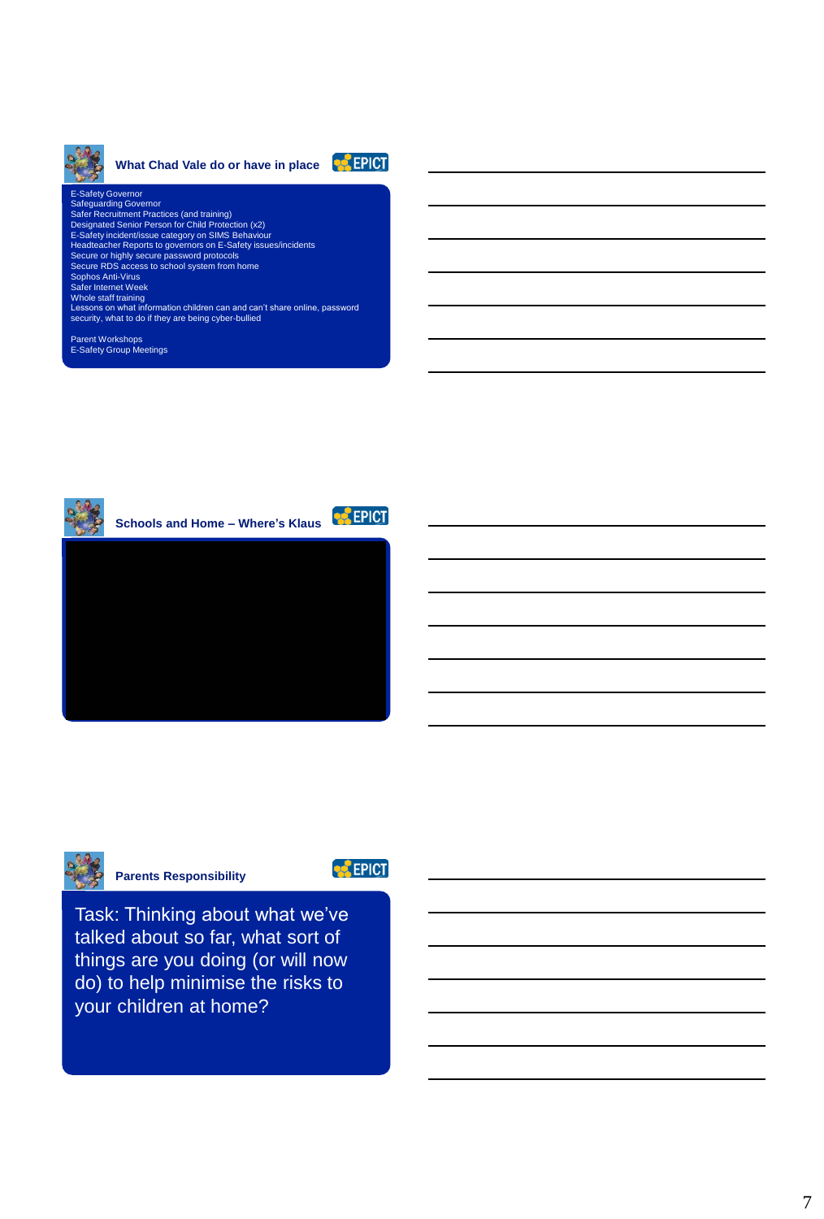## What Chad Vale do or have in place

E-Safety Governor
Safeguarding Governor
Safer Recruitment Practices (and training)
Designated Senior Person for Child Protection (x2)
E-Safety incident/issue category on SIMS Behaviour
Headteacher Reports to governors on E-Safety issues/incidents
Secure or highly secure password protocols
Secure RDS access to school system from home
Sophos Anti-Virus
Safer Internet Week
Whole staff training
Lessons on what information children can and can't share online, password security, what to do if they are being cyber-bullied

Parent Workshops
E-Safety Group Meetings

## Schools and Home – Where's Klaus

## Parents Responsibility

Task: Thinking about what we've talked about so far, what sort of things are you doing (or will now do) to help minimise the risks to your children at home?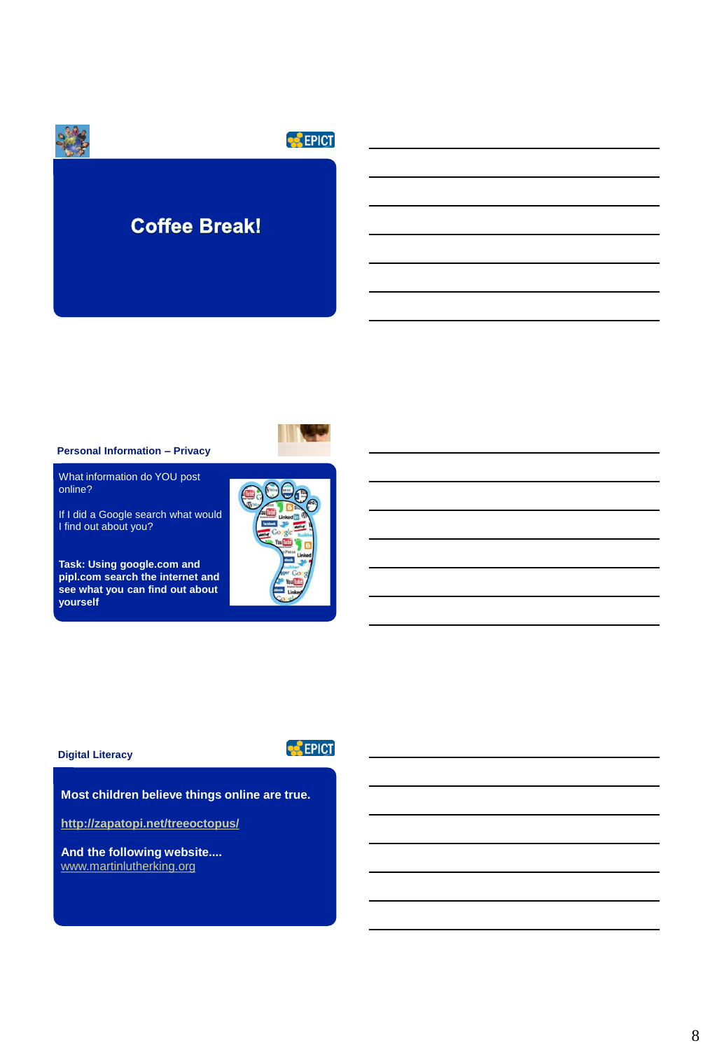## Coffee Break!

### Personal Information – Privacy

What information do YOU post online?

If I did a Google search what would I find out about you?

**Task: Using google.com and pipl.com search the internet and see what you can find out about yourself**

### Digital Literacy

**Most children believe things online are true.**

**http://zapatopi.net/treeoctopus/**

**And the following website....**
www.martinlutherking.org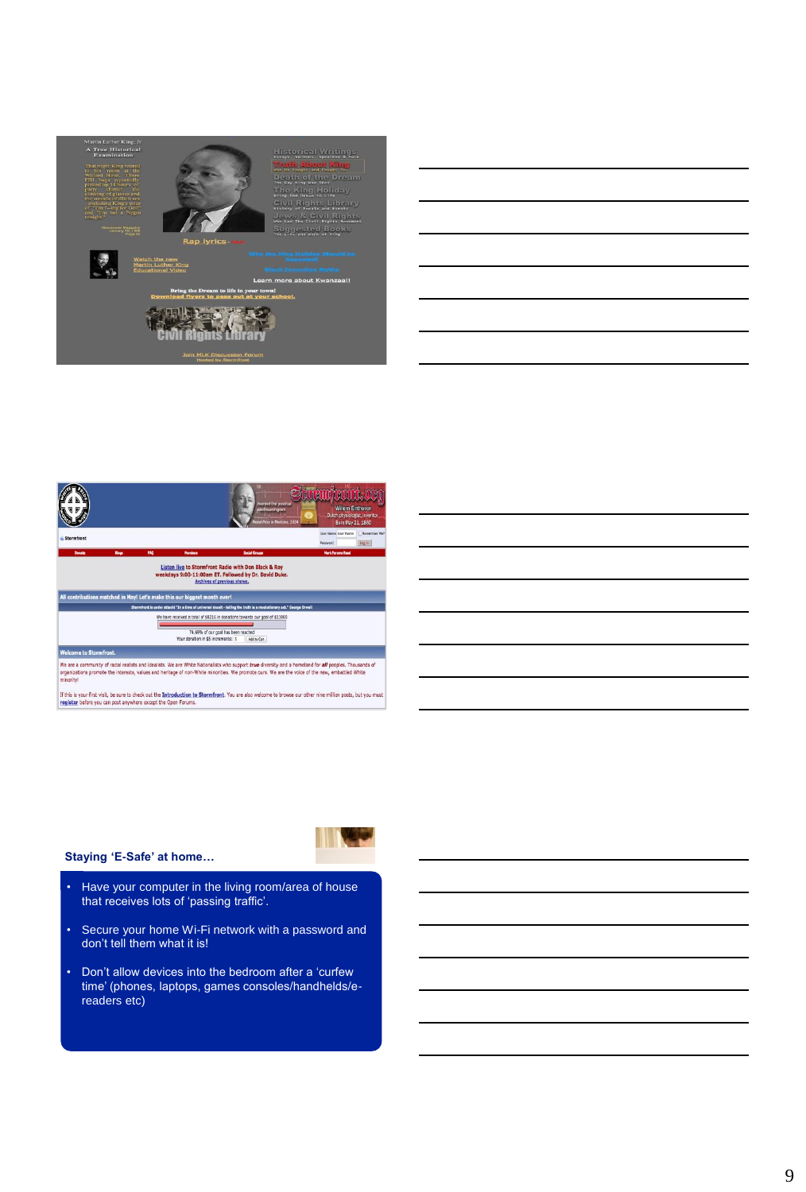Martin Luther King, Jr.
A True Historical Examination

Historical Writings
Truth About King
Death of the Dream
The King Holiday
Civil Rights Library
Jews & Civil Rights
Suggested Books

Rap lyrics

Watch the new Martin Luther King Educational Video

Why the King Holiday Should be Repealed!

Black Invention Myths

Learn more about Kwanzaa!!

Bring the Dream to life in your town!
Download flyers to pass out at your school.

Civil Rights Library

Join MLK Discussion Forum
Hosted by Stormfront

Stormfront.org

Listen live to Stormfront Radio with Don Black & Roy
weekdays 9:00-11:00am ET. Followed by Dr. David Duke.
Archives of previous shows.

All contributions matched in May! Let's make this our biggest month ever!

Welcome to Stormfront.

We are a community of racial realists and idealists. We are White Nationalists who support true diversity and a homeland for all peoples. Thousands of organizations promote the interests, values and heritage of non-White minorities. We promote ours. We are the voice of the new, embattled White minority!

If this is your first visit, be sure to check out the Introduction to Stormfront. You are also welcome to browse our other nine million posts, but you must register before you can post anywhere except the Open Forums.

**Staying 'E-Safe' at home…**

- Have your computer in the living room/area of house that receives lots of 'passing traffic'.
- Secure your home Wi-Fi network with a password and don't tell them what it is!
- Don't allow devices into the bedroom after a 'curfew time' (phones, laptops, games consoles/handhelds/e-readers etc)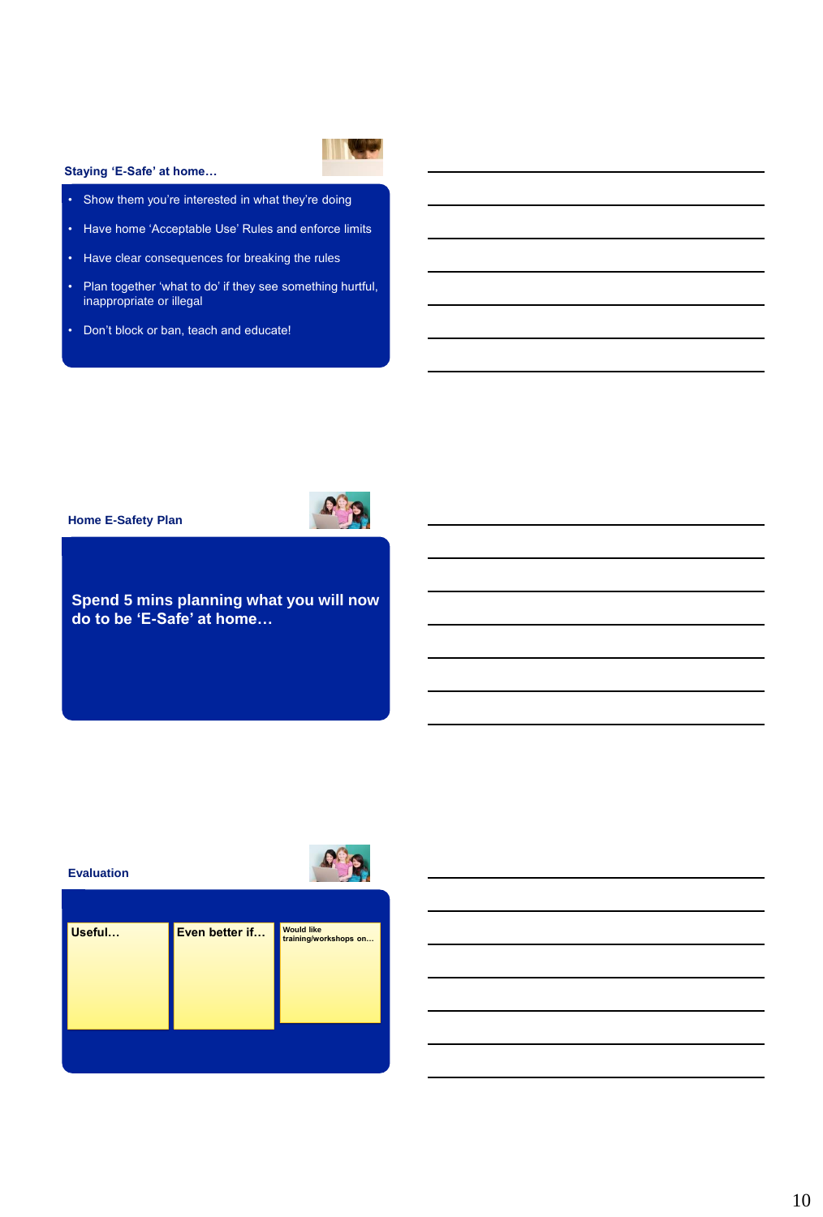## Staying 'E-Safe' at home…

- Show them you're interested in what they're doing
- Have home 'Acceptable Use' Rules and enforce limits
- Have clear consequences for breaking the rules
- Plan together 'what to do' if they see something hurtful, inappropriate or illegal
- Don't block or ban, teach and educate!

## Home E-Safety Plan

**Spend 5 mins planning what you will now do to be 'E-Safe' at home…**

## Evaluation

**Useful…**

**Even better if…**

**Would like training/workshops on…**